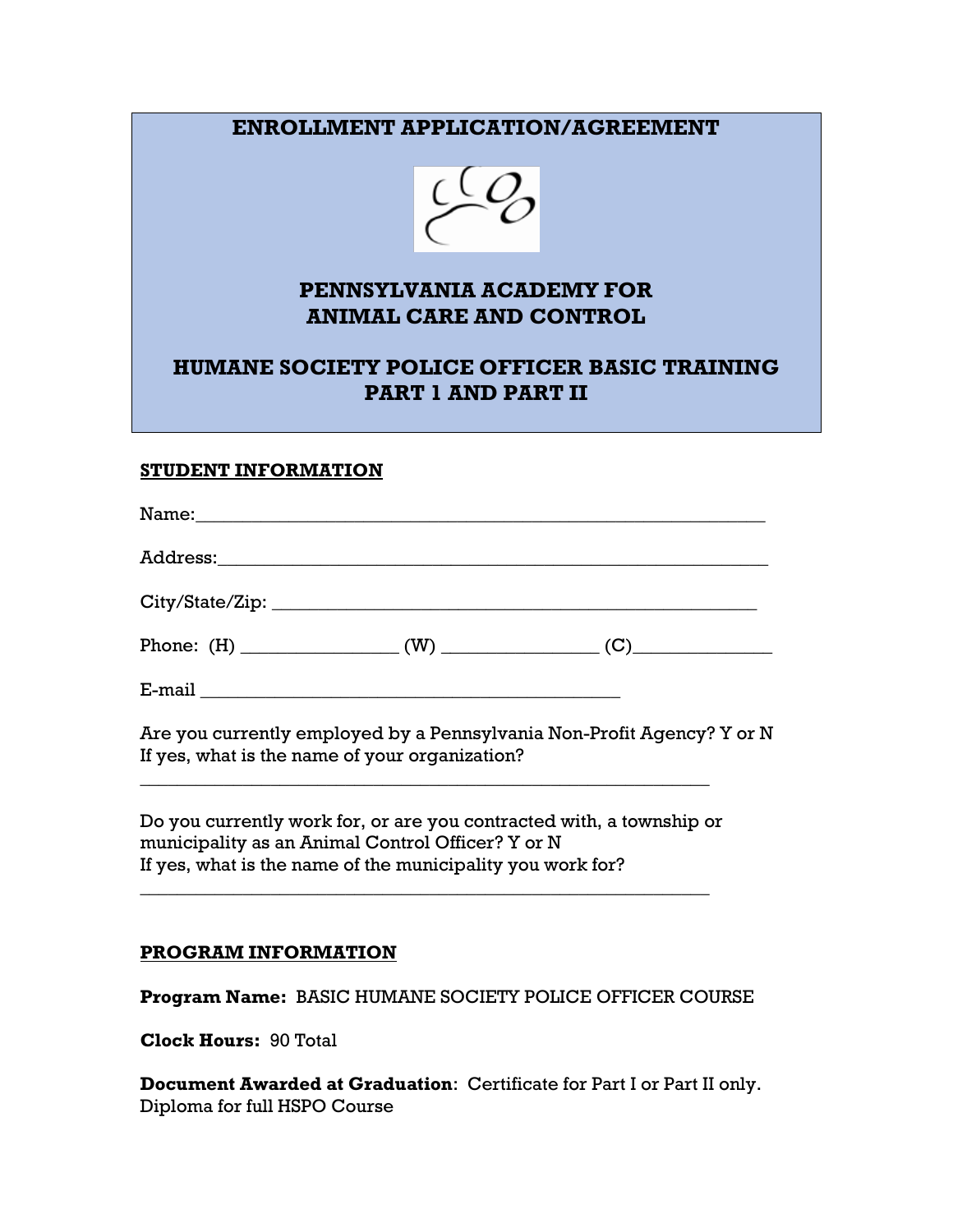# ENROLLMENT APPLICATION/AGREEMENT

## PENNSYLVANIA ACADEMY FOR ANIMAL CARE AND CONTROL

## HUMANE SOCIETY POLICE OFFICER BASIC TRAINING PART 1 AND PART II

**STUDENT INFORMATION**

Name:_______________________________________________________________

Address:_____________________________________________________________

City/State/Zip: _______________________________________________________

Phone: (H) ________________ (W) ________________ (C)_______________

E-mail ______________________________________________

Are you currently employed by a Pennsylvania Non-Profit Agency? Y or N
If yes, what is the name of your organization?

______________________________________________________________

Do you currently work for, or are you contracted with, a township or municipality as an Animal Control Officer? Y or N
If yes, what is the name of the municipality you work for?

______________________________________________________________

**PROGRAM INFORMATION**

**Program Name:** BASIC HUMANE SOCIETY POLICE OFFICER COURSE

**Clock Hours:** 90 Total

**Document Awarded at Graduation**: Certificate for Part I or Part II only. Diploma for full HSPO Course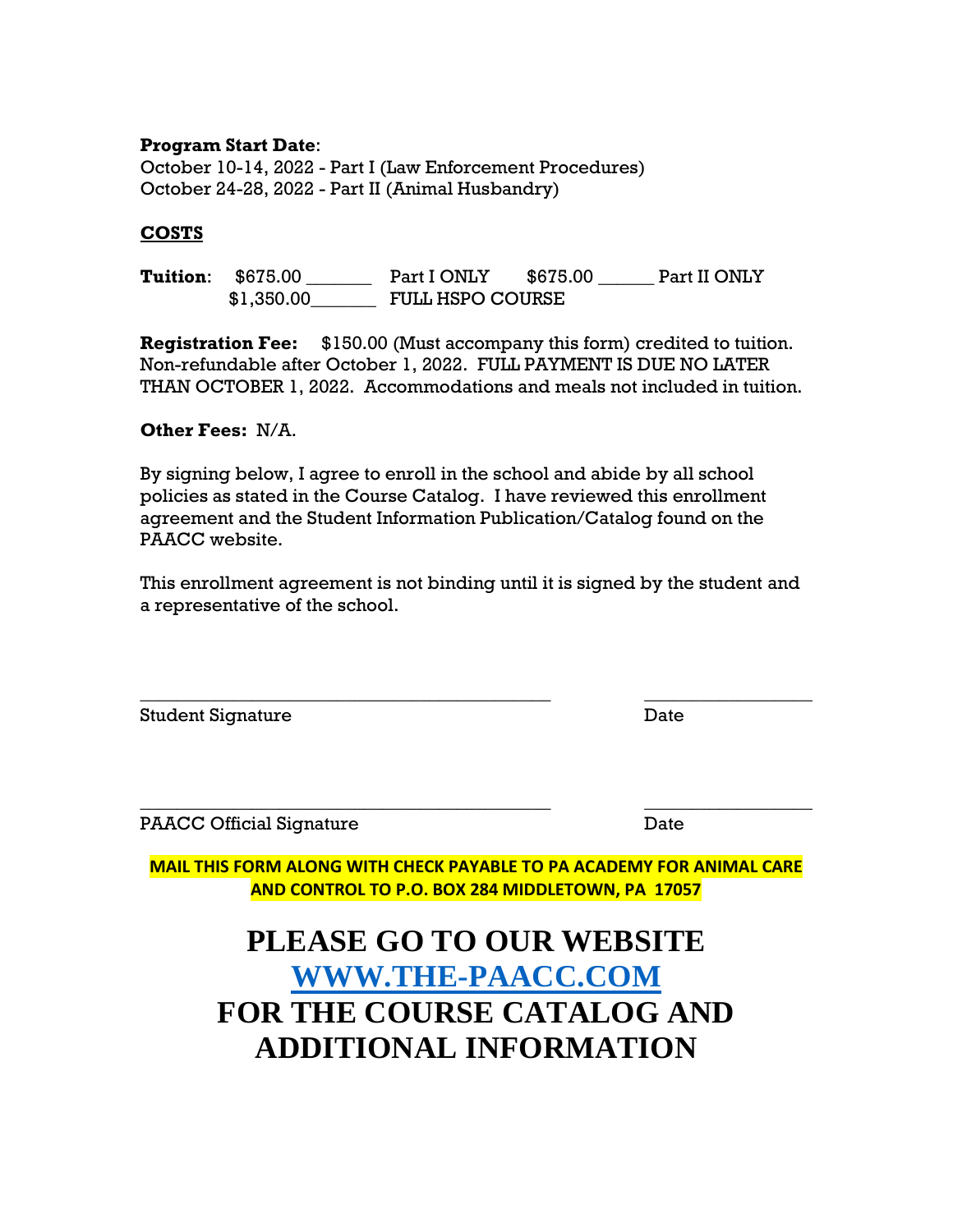**Program Start Date**:
October 10-14, 2022 - Part I (Law Enforcement Procedures)
October 24-28, 2022 - Part II (Animal Husbandry)

**COSTS**

**Tuition**: $675.00 _______ Part I ONLY $675.00 ______ Part II ONLY
$1,350.00_______ FULL HSPO COURSE

**Registration Fee:** $150.00 (Must accompany this form) credited to tuition. Non-refundable after October 1, 2022. FULL PAYMENT IS DUE NO LATER THAN OCTOBER 1, 2022. Accommodations and meals not included in tuition.

**Other Fees:** N/A.

By signing below, I agree to enroll in the school and abide by all school policies as stated in the Course Catalog. I have reviewed this enrollment agreement and the Student Information Publication/Catalog found on the PAACC website.

This enrollment agreement is not binding until it is signed by the student and a representative of the school.

___________________________________________ __________________
Student Signature Date

___________________________________________ __________________
PAACC Official Signature Date

**MAIL THIS FORM ALONG WITH CHECK PAYABLE TO PA ACADEMY FOR ANIMAL CARE AND CONTROL TO P.O. BOX 284 MIDDLETOWN, PA 17057**

# PLEASE GO TO OUR WEBSITE WWW.THE-PAACC.COM FOR THE COURSE CATALOG AND ADDITIONAL INFORMATION